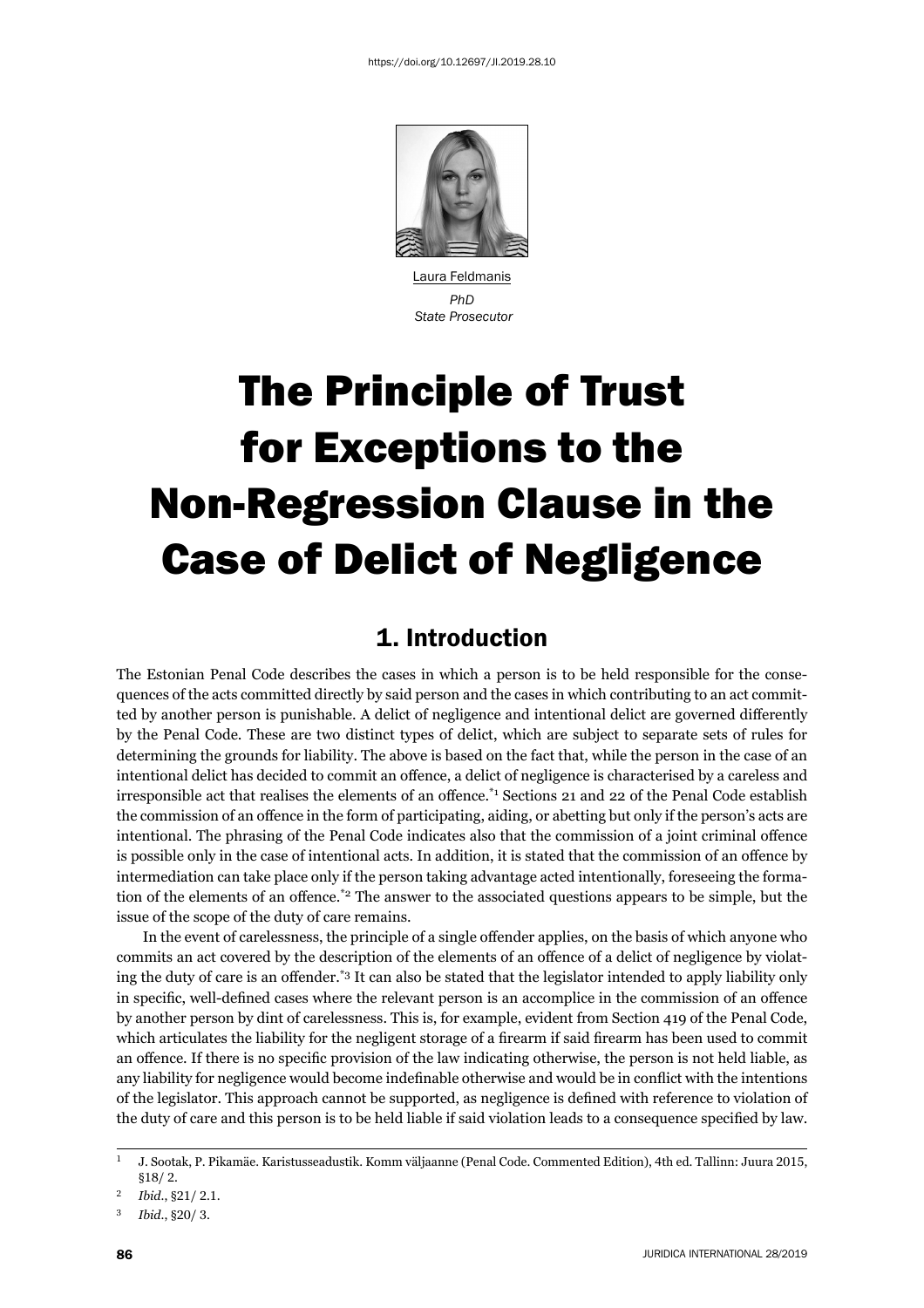https://doi.org/10.12697/JI.2019.28.10

Laura Feldmanis
*PhD*
*State Prosecutor*

# The Principle of Trust for Exceptions to the Non-Regression Clause in the Case of Delict of Negligence

## 1. Introduction

The Estonian Penal Code describes the cases in which a person is to be held responsible for the consequences of the acts committed directly by said person and the cases in which contributing to an act committed by another person is punishable. A delict of negligence and intentional delict are governed differently by the Penal Code. These are two distinct types of delict, which are subject to separate sets of rules for determining the grounds for liability. The above is based on the fact that, while the person in the case of an intentional delict has decided to commit an offence, a delict of negligence is characterised by a careless and irresponsible act that realises the elements of an offence.[*1] Sections 21 and 22 of the Penal Code establish the commission of an offence in the form of participating, aiding, or abetting but only if the person's acts are intentional. The phrasing of the Penal Code indicates also that the commission of a joint criminal offence is possible only in the case of intentional acts. In addition, it is stated that the commission of an offence by intermediation can take place only if the person taking advantage acted intentionally, foreseeing the formation of the elements of an offence.[*2] The answer to the associated questions appears to be simple, but the issue of the scope of the duty of care remains.

In the event of carelessness, the principle of a single offender applies, on the basis of which anyone who commits an act covered by the description of the elements of an offence of a delict of negligence by violating the duty of care is an offender.[*3] It can also be stated that the legislator intended to apply liability only in specific, well-defined cases where the relevant person is an accomplice in the commission of an offence by another person by dint of carelessness. This is, for example, evident from Section 419 of the Penal Code, which articulates the liability for the negligent storage of a firearm if said firearm has been used to commit an offence. If there is no specific provision of the law indicating otherwise, the person is not held liable, as any liability for negligence would become indefinable otherwise and would be in conflict with the intentions of the legislator. This approach cannot be supported, as negligence is defined with reference to violation of the duty of care and this person is to be held liable if said violation leads to a consequence specified by law.

---

1 J. Sootak, P. Pikamäe. Karistusseadustik. Komm väljaanne (Penal Code. Commented Edition), 4th ed. Tallinn: Juura 2015, §18/ 2.

2 *Ibid*., §21/ 2.1.

3 *Ibid*., §20/ 3.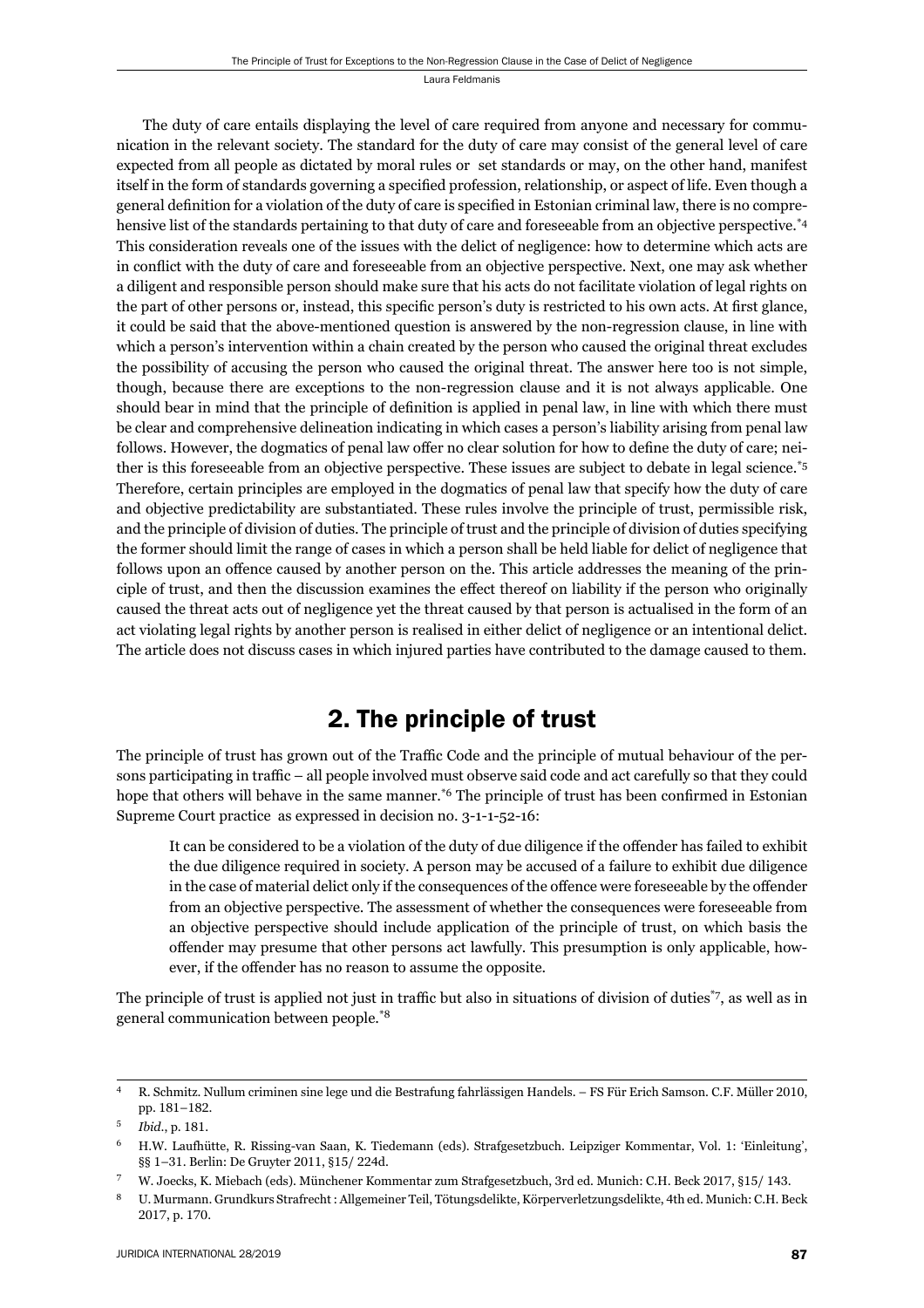The duty of care entails displaying the level of care required from anyone and necessary for communication in the relevant society. The standard for the duty of care may consist of the general level of care expected from all people as dictated by moral rules or set standards or may, on the other hand, manifest itself in the form of standards governing a specified profession, relationship, or aspect of life. Even though a general definition for a violation of the duty of care is specified in Estonian criminal law, there is no comprehensive list of the standards pertaining to that duty of care and foreseeable from an objective perspective.[*4] This consideration reveals one of the issues with the delict of negligence: how to determine which acts are in conflict with the duty of care and foreseeable from an objective perspective. Next, one may ask whether a diligent and responsible person should make sure that his acts do not facilitate violation of legal rights on the part of other persons or, instead, this specific person's duty is restricted to his own acts. At first glance, it could be said that the above-mentioned question is answered by the non-regression clause, in line with which a person's intervention within a chain created by the person who caused the original threat excludes the possibility of accusing the person who caused the original threat. The answer here too is not simple, though, because there are exceptions to the non-regression clause and it is not always applicable. One should bear in mind that the principle of definition is applied in penal law, in line with which there must be clear and comprehensive delineation indicating in which cases a person's liability arising from penal law follows. However, the dogmatics of penal law offer no clear solution for how to define the duty of care; neither is this foreseeable from an objective perspective. These issues are subject to debate in legal science.[*5] Therefore, certain principles are employed in the dogmatics of penal law that specify how the duty of care and objective predictability are substantiated. These rules involve the principle of trust, permissible risk, and the principle of division of duties. The principle of trust and the principle of division of duties specifying the former should limit the range of cases in which a person shall be held liable for delict of negligence that follows upon an offence caused by another person on the. This article addresses the meaning of the principle of trust, and then the discussion examines the effect thereof on liability if the person who originally caused the threat acts out of negligence yet the threat caused by that person is actualised in the form of an act violating legal rights by another person is realised in either delict of negligence or an intentional delict. The article does not discuss cases in which injured parties have contributed to the damage caused to them.

## 2. The principle of trust

The principle of trust has grown out of the Traffic Code and the principle of mutual behaviour of the persons participating in traffic – all people involved must observe said code and act carefully so that they could hope that others will behave in the same manner.[*6] The principle of trust has been confirmed in Estonian Supreme Court practice as expressed in decision no. 3-1-1-52-16:

> It can be considered to be a violation of the duty of due diligence if the offender has failed to exhibit the due diligence required in society. A person may be accused of a failure to exhibit due diligence in the case of material delict only if the consequences of the offence were foreseeable by the offender from an objective perspective. The assessment of whether the consequences were foreseeable from an objective perspective should include application of the principle of trust, on which basis the offender may presume that other persons act lawfully. This presumption is only applicable, however, if the offender has no reason to assume the opposite.

The principle of trust is applied not just in traffic but also in situations of division of duties[*7], as well as in general communication between people.[*8]

---

4 R. Schmitz. Nullum criminen sine lege und die Bestrafung fahrlässigen Handels. – FS Für Erich Samson. C.F. Müller 2010, pp. 181–182.

5 *Ibid.*, p. 181.

6 H.W. Laufhütte, R. Rissing-van Saan, K. Tiedemann (eds). Strafgesetzbuch. Leipziger Kommentar, Vol. 1: 'Einleitung', §§ 1–31. Berlin: De Gruyter 2011, §15/ 224d.

7 W. Joecks, K. Miebach (eds). Münchener Kommentar zum Strafgesetzbuch, 3rd ed. Munich: C.H. Beck 2017, §15/ 143.

8 U. Murmann. Grundkurs Strafrecht : Allgemeiner Teil, Tötungsdelikte, Körperverletzungsdelikte, 4th ed. Munich: C.H. Beck 2017, p. 170.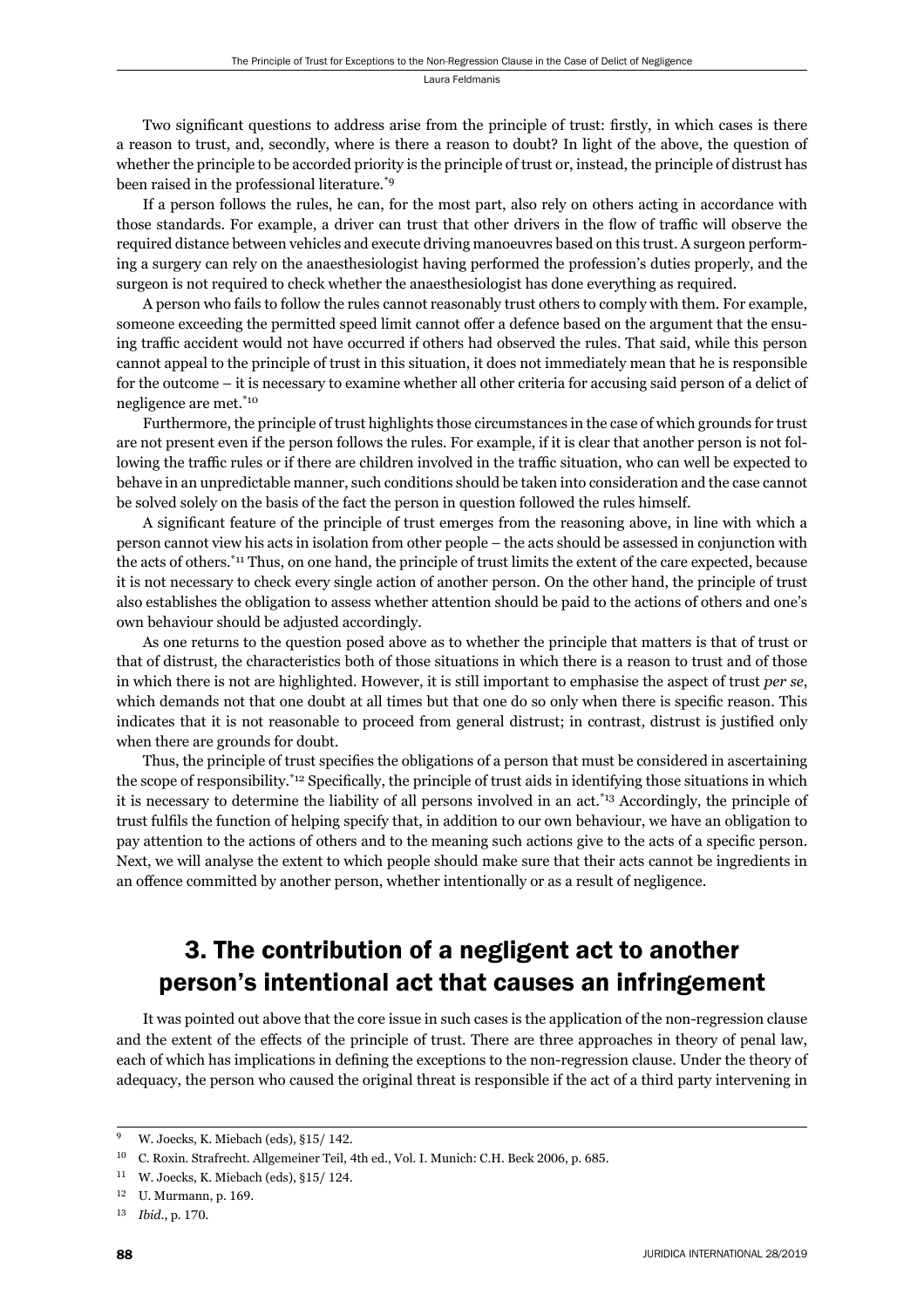Two significant questions to address arise from the principle of trust: firstly, in which cases is there a reason to trust, and, secondly, where is there a reason to doubt? In light of the above, the question of whether the principle to be accorded priority is the principle of trust or, instead, the principle of distrust has been raised in the professional literature.[9]

If a person follows the rules, he can, for the most part, also rely on others acting in accordance with those standards. For example, a driver can trust that other drivers in the flow of traffic will observe the required distance between vehicles and execute driving manoeuvres based on this trust. A surgeon performing a surgery can rely on the anaesthesiologist having performed the profession's duties properly, and the surgeon is not required to check whether the anaesthesiologist has done everything as required.

A person who fails to follow the rules cannot reasonably trust others to comply with them. For example, someone exceeding the permitted speed limit cannot offer a defence based on the argument that the ensuing traffic accident would not have occurred if others had observed the rules. That said, while this person cannot appeal to the principle of trust in this situation, it does not immediately mean that he is responsible for the outcome – it is necessary to examine whether all other criteria for accusing said person of a delict of negligence are met.[10]

Furthermore, the principle of trust highlights those circumstances in the case of which grounds for trust are not present even if the person follows the rules. For example, if it is clear that another person is not following the traffic rules or if there are children involved in the traffic situation, who can well be expected to behave in an unpredictable manner, such conditions should be taken into consideration and the case cannot be solved solely on the basis of the fact the person in question followed the rules himself.

A significant feature of the principle of trust emerges from the reasoning above, in line with which a person cannot view his acts in isolation from other people – the acts should be assessed in conjunction with the acts of others.[11] Thus, on one hand, the principle of trust limits the extent of the care expected, because it is not necessary to check every single action of another person. On the other hand, the principle of trust also establishes the obligation to assess whether attention should be paid to the actions of others and one's own behaviour should be adjusted accordingly.

As one returns to the question posed above as to whether the principle that matters is that of trust or that of distrust, the characteristics both of those situations in which there is a reason to trust and of those in which there is not are highlighted. However, it is still important to emphasise the aspect of trust *per se*, which demands not that one doubt at all times but that one do so only when there is specific reason. This indicates that it is not reasonable to proceed from general distrust; in contrast, distrust is justified only when there are grounds for doubt.

Thus, the principle of trust specifies the obligations of a person that must be considered in ascertaining the scope of responsibility.[12] Specifically, the principle of trust aids in identifying those situations in which it is necessary to determine the liability of all persons involved in an act.[13] Accordingly, the principle of trust fulfils the function of helping specify that, in addition to our own behaviour, we have an obligation to pay attention to the actions of others and to the meaning such actions give to the acts of a specific person. Next, we will analyse the extent to which people should make sure that their acts cannot be ingredients in an offence committed by another person, whether intentionally or as a result of negligence.

## 3. The contribution of a negligent act to another person's intentional act that causes an infringement

It was pointed out above that the core issue in such cases is the application of the non-regression clause and the extent of the effects of the principle of trust. There are three approaches in theory of penal law, each of which has implications in defining the exceptions to the non-regression clause. Under the theory of adequacy, the person who caused the original threat is responsible if the act of a third party intervening in

---

9 W. Joecks, K. Miebach (eds), §15/ 142.

10 C. Roxin. Strafrecht. Allgemeiner Teil, 4th ed., Vol. I. Munich: C.H. Beck 2006, p. 685.

11 W. Joecks, K. Miebach (eds), §15/ 124.

12 U. Murmann, p. 169.

13 *Ibid*., p. 170.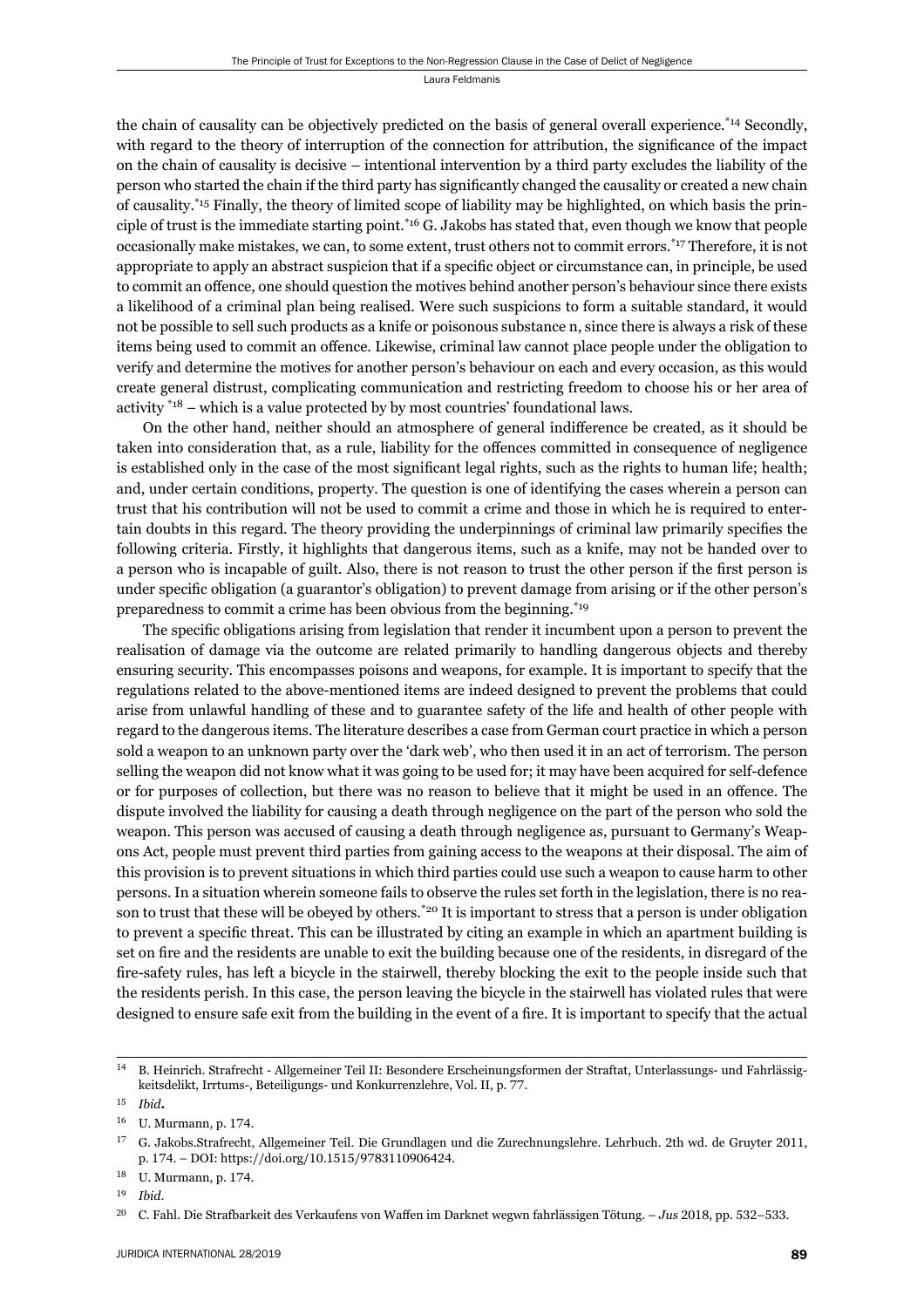the chain of causality can be objectively predicted on the basis of general overall experience.[*14] Secondly, with regard to the theory of interruption of the connection for attribution, the significance of the impact on the chain of causality is decisive – intentional intervention by a third party excludes the liability of the person who started the chain if the third party has significantly changed the causality or created a new chain of causality.[*15] Finally, the theory of limited scope of liability may be highlighted, on which basis the principle of trust is the immediate starting point.[*16] G. Jakobs has stated that, even though we know that people occasionally make mistakes, we can, to some extent, trust others not to commit errors.[*17] Therefore, it is not appropriate to apply an abstract suspicion that if a specific object or circumstance can, in principle, be used to commit an offence, one should question the motives behind another person's behaviour since there exists a likelihood of a criminal plan being realised. Were such suspicions to form a suitable standard, it would not be possible to sell such products as a knife or poisonous substance n, since there is always a risk of these items being used to commit an offence. Likewise, criminal law cannot place people under the obligation to verify and determine the motives for another person's behaviour on each and every occasion, as this would create general distrust, complicating communication and restricting freedom to choose his or her area of activity [*18] – which is a value protected by by most countries' foundational laws.

On the other hand, neither should an atmosphere of general indifference be created, as it should be taken into consideration that, as a rule, liability for the offences committed in consequence of negligence is established only in the case of the most significant legal rights, such as the rights to human life; health; and, under certain conditions, property. The question is one of identifying the cases wherein a person can trust that his contribution will not be used to commit a crime and those in which he is required to entertain doubts in this regard. The theory providing the underpinnings of criminal law primarily specifies the following criteria. Firstly, it highlights that dangerous items, such as a knife, may not be handed over to a person who is incapable of guilt. Also, there is not reason to trust the other person if the first person is under specific obligation (a guarantor's obligation) to prevent damage from arising or if the other person's preparedness to commit a crime has been obvious from the beginning.[*19]

The specific obligations arising from legislation that render it incumbent upon a person to prevent the realisation of damage via the outcome are related primarily to handling dangerous objects and thereby ensuring security. This encompasses poisons and weapons, for example. It is important to specify that the regulations related to the above-mentioned items are indeed designed to prevent the problems that could arise from unlawful handling of these and to guarantee safety of the life and health of other people with regard to the dangerous items. The literature describes a case from German court practice in which a person sold a weapon to an unknown party over the 'dark web', who then used it in an act of terrorism. The person selling the weapon did not know what it was going to be used for; it may have been acquired for self-defence or for purposes of collection, but there was no reason to believe that it might be used in an offence. The dispute involved the liability for causing a death through negligence on the part of the person who sold the weapon. This person was accused of causing a death through negligence as, pursuant to Germany's Weapons Act, people must prevent third parties from gaining access to the weapons at their disposal. The aim of this provision is to prevent situations in which third parties could use such a weapon to cause harm to other persons. In a situation wherein someone fails to observe the rules set forth in the legislation, there is no reason to trust that these will be obeyed by others.[*20] It is important to stress that a person is under obligation to prevent a specific threat. This can be illustrated by citing an example in which an apartment building is set on fire and the residents are unable to exit the building because one of the residents, in disregard of the fire-safety rules, has left a bicycle in the stairwell, thereby blocking the exit to the people inside such that the residents perish. In this case, the person leaving the bicycle in the stairwell has violated rules that were designed to ensure safe exit from the building in the event of a fire. It is important to specify that the actual

---

14 B. Heinrich. Strafrecht - Allgemeiner Teil II: Besondere Erscheinungsformen der Straftat, Unterlassungs- und Fahrlässigkeitsdelikt, Irrtums-, Beteiligungs- und Konkurrenzlehre, Vol. II, p. 77.

15 *Ibid***.**

16 U. Murmann, p. 174.

17 G. Jakobs.Strafrecht, Allgemeiner Teil. Die Grundlagen und die Zurechnungslehre. Lehrbuch. 2th wd. de Gruyter 2011, p. 174. – DOI: https://doi.org/10.1515/9783110906424.

18 U. Murmann, p. 174.

19 *Ibid*.

20 C. Fahl. Die Strafbarkeit des Verkaufens von Waffen im Darknet wegwn fahrlässigen Tötung. – *Jus* 2018, pp. 532–533.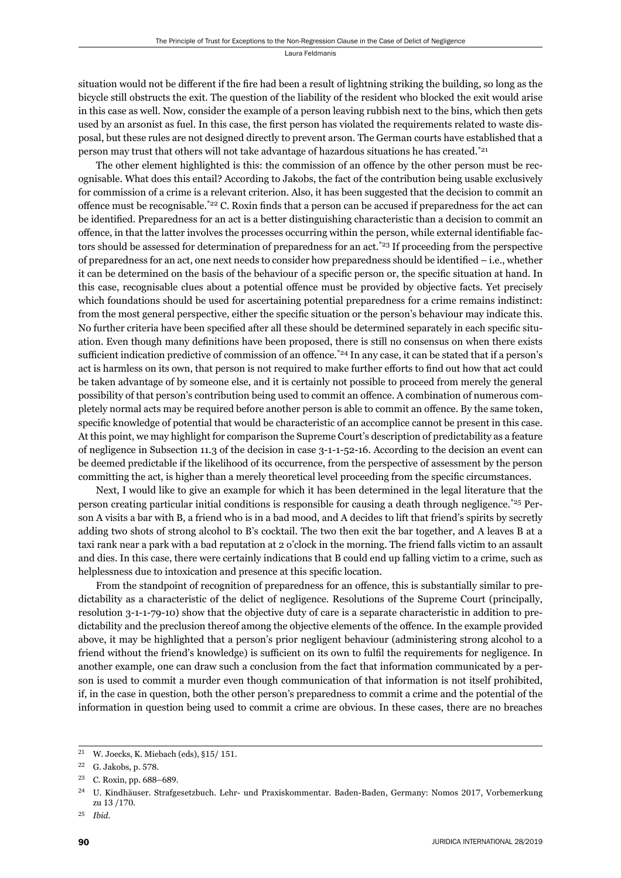situation would not be different if the fire had been a result of lightning striking the building, so long as the bicycle still obstructs the exit. The question of the liability of the resident who blocked the exit would arise in this case as well. Now, consider the example of a person leaving rubbish next to the bins, which then gets used by an arsonist as fuel. In this case, the first person has violated the requirements related to waste disposal, but these rules are not designed directly to prevent arson. The German courts have established that a person may trust that others will not take advantage of hazardous situations he has created.*[21]

The other element highlighted is this: the commission of an offence by the other person must be recognisable. What does this entail? According to Jakobs, the fact of the contribution being usable exclusively for commission of a crime is a relevant criterion. Also, it has been suggested that the decision to commit an offence must be recognisable.*[22] C. Roxin finds that a person can be accused if preparedness for the act can be identified. Preparedness for an act is a better distinguishing characteristic than a decision to commit an offence, in that the latter involves the processes occurring within the person, while external identifiable factors should be assessed for determination of preparedness for an act.*[23] If proceeding from the perspective of preparedness for an act, one next needs to consider how preparedness should be identified – i.e., whether it can be determined on the basis of the behaviour of a specific person or, the specific situation at hand. In this case, recognisable clues about a potential offence must be provided by objective facts. Yet precisely which foundations should be used for ascertaining potential preparedness for a crime remains indistinct: from the most general perspective, either the specific situation or the person's behaviour may indicate this. No further criteria have been specified after all these should be determined separately in each specific situation. Even though many definitions have been proposed, there is still no consensus on when there exists sufficient indication predictive of commission of an offence.*[24] In any case, it can be stated that if a person's act is harmless on its own, that person is not required to make further efforts to find out how that act could be taken advantage of by someone else, and it is certainly not possible to proceed from merely the general possibility of that person's contribution being used to commit an offence. A combination of numerous completely normal acts may be required before another person is able to commit an offence. By the same token, specific knowledge of potential that would be characteristic of an accomplice cannot be present in this case. At this point, we may highlight for comparison the Supreme Court's description of predictability as a feature of negligence in Subsection 11.3 of the decision in case 3-1-1-52-16. According to the decision an event can be deemed predictable if the likelihood of its occurrence, from the perspective of assessment by the person committing the act, is higher than a merely theoretical level proceeding from the specific circumstances.

Next, I would like to give an example for which it has been determined in the legal literature that the person creating particular initial conditions is responsible for causing a death through negligence.*[25] Person A visits a bar with B, a friend who is in a bad mood, and A decides to lift that friend's spirits by secretly adding two shots of strong alcohol to B's cocktail. The two then exit the bar together, and A leaves B at a taxi rank near a park with a bad reputation at 2 o'clock in the morning. The friend falls victim to an assault and dies. In this case, there were certainly indications that B could end up falling victim to a crime, such as helplessness due to intoxication and presence at this specific location.

From the standpoint of recognition of preparedness for an offence, this is substantially similar to predictability as a characteristic of the delict of negligence. Resolutions of the Supreme Court (principally, resolution 3-1-1-79-10) show that the objective duty of care is a separate characteristic in addition to predictability and the preclusion thereof among the objective elements of the offence. In the example provided above, it may be highlighted that a person's prior negligent behaviour (administering strong alcohol to a friend without the friend's knowledge) is sufficient on its own to fulfil the requirements for negligence. In another example, one can draw such a conclusion from the fact that information communicated by a person is used to commit a murder even though communication of that information is not itself prohibited, if, in the case in question, both the other person's preparedness to commit a crime and the potential of the information in question being used to commit a crime are obvious. In these cases, there are no breaches

---

[21] W. Joecks, K. Miebach (eds), §15/ 151.

[22] G. Jakobs, p. 578.

[23] C. Roxin, pp. 688–689.

[24] U. Kindhäuser. Strafgesetzbuch. Lehr- und Praxiskommentar. Baden-Baden, Germany: Nomos 2017, Vorbemerkung zu 13 /170.

[25] *Ibid.*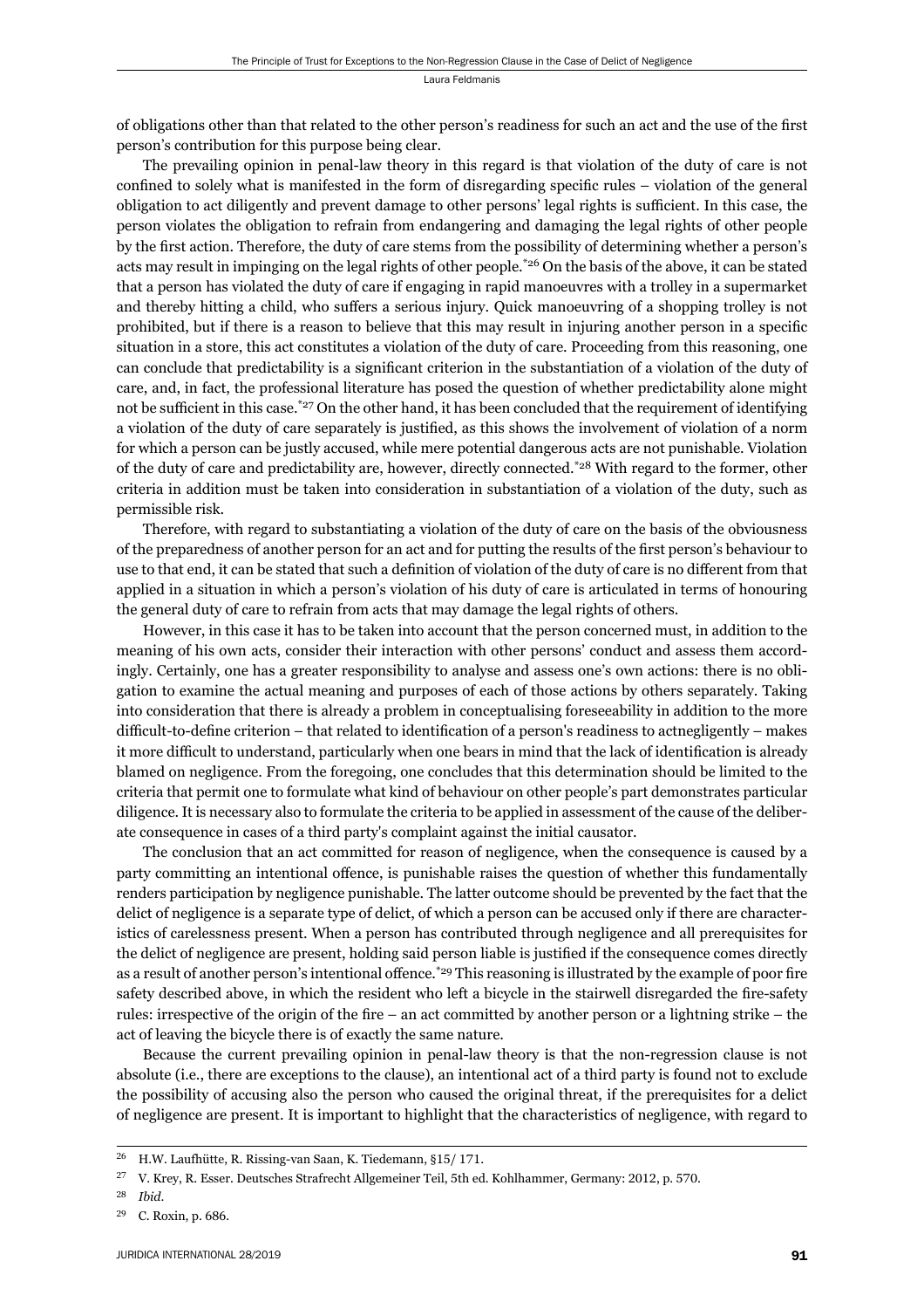of obligations other than that related to the other person's readiness for such an act and the use of the first person's contribution for this purpose being clear.

The prevailing opinion in penal-law theory in this regard is that violation of the duty of care is not confined to solely what is manifested in the form of disregarding specific rules – violation of the general obligation to act diligently and prevent damage to other persons' legal rights is sufficient. In this case, the person violates the obligation to refrain from endangering and damaging the legal rights of other people by the first action. Therefore, the duty of care stems from the possibility of determining whether a person's acts may result in impinging on the legal rights of other people.[*26] On the basis of the above, it can be stated that a person has violated the duty of care if engaging in rapid manoeuvres with a trolley in a supermarket and thereby hitting a child, who suffers a serious injury. Quick manoeuvring of a shopping trolley is not prohibited, but if there is a reason to believe that this may result in injuring another person in a specific situation in a store, this act constitutes a violation of the duty of care. Proceeding from this reasoning, one can conclude that predictability is a significant criterion in the substantiation of a violation of the duty of care, and, in fact, the professional literature has posed the question of whether predictability alone might not be sufficient in this case.[*27] On the other hand, it has been concluded that the requirement of identifying a violation of the duty of care separately is justified, as this shows the involvement of violation of a norm for which a person can be justly accused, while mere potential dangerous acts are not punishable. Violation of the duty of care and predictability are, however, directly connected.[*28] With regard to the former, other criteria in addition must be taken into consideration in substantiation of a violation of the duty, such as permissible risk.

Therefore, with regard to substantiating a violation of the duty of care on the basis of the obviousness of the preparedness of another person for an act and for putting the results of the first person's behaviour to use to that end, it can be stated that such a definition of violation of the duty of care is no different from that applied in a situation in which a person's violation of his duty of care is articulated in terms of honouring the general duty of care to refrain from acts that may damage the legal rights of others.

However, in this case it has to be taken into account that the person concerned must, in addition to the meaning of his own acts, consider their interaction with other persons' conduct and assess them accordingly. Certainly, one has a greater responsibility to analyse and assess one's own actions: there is no obligation to examine the actual meaning and purposes of each of those actions by others separately. Taking into consideration that there is already a problem in conceptualising foreseeability in addition to the more difficult-to-define criterion – that related to identification of a person's readiness to actnegligently – makes it more difficult to understand, particularly when one bears in mind that the lack of identification is already blamed on negligence. From the foregoing, one concludes that this determination should be limited to the criteria that permit one to formulate what kind of behaviour on other people's part demonstrates particular diligence. It is necessary also to formulate the criteria to be applied in assessment of the cause of the deliberate consequence in cases of a third party's complaint against the initial causator.

The conclusion that an act committed for reason of negligence, when the consequence is caused by a party committing an intentional offence, is punishable raises the question of whether this fundamentally renders participation by negligence punishable. The latter outcome should be prevented by the fact that the delict of negligence is a separate type of delict, of which a person can be accused only if there are characteristics of carelessness present. When a person has contributed through negligence and all prerequisites for the delict of negligence are present, holding said person liable is justified if the consequence comes directly as a result of another person's intentional offence.[*29] This reasoning is illustrated by the example of poor fire safety described above, in which the resident who left a bicycle in the stairwell disregarded the fire-safety rules: irrespective of the origin of the fire – an act committed by another person or a lightning strike – the act of leaving the bicycle there is of exactly the same nature.

Because the current prevailing opinion in penal-law theory is that the non-regression clause is not absolute (i.e., there are exceptions to the clause), an intentional act of a third party is found not to exclude the possibility of accusing also the person who caused the original threat, if the prerequisites for a delict of negligence are present. It is important to highlight that the characteristics of negligence, with regard to

---

26 H.W. Laufhütte, R. Rissing-van Saan, K. Tiedemann, §15/ 171.

27 V. Krey, R. Esser. Deutsches Strafrecht Allgemeiner Teil, 5th ed. Kohlhammer, Germany: 2012, p. 570.

28 *Ibid.*

29 C. Roxin, p. 686.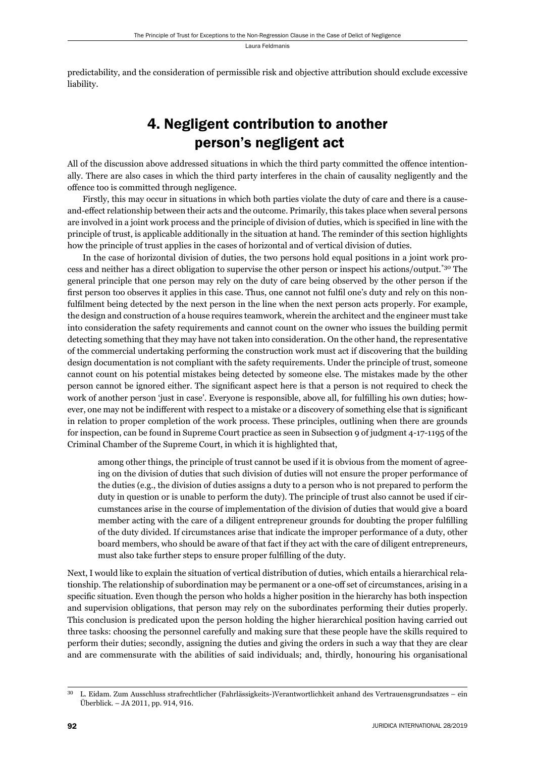predictability, and the consideration of permissible risk and objective attribution should exclude excessive liability.

## 4. Negligent contribution to another person's negligent act

All of the discussion above addressed situations in which the third party committed the offence intentionally. There are also cases in which the third party interferes in the chain of causality negligently and the offence too is committed through negligence.

Firstly, this may occur in situations in which both parties violate the duty of care and there is a cause-and-effect relationship between their acts and the outcome. Primarily, this takes place when several persons are involved in a joint work process and the principle of division of duties, which is specified in line with the principle of trust, is applicable additionally in the situation at hand. The reminder of this section highlights how the principle of trust applies in the cases of horizontal and of vertical division of duties.

In the case of horizontal division of duties, the two persons hold equal positions in a joint work process and neither has a direct obligation to supervise the other person or inspect his actions/output.[*30] The general principle that one person may rely on the duty of care being observed by the other person if the first person too observes it applies in this case. Thus, one cannot not fulfil one's duty and rely on this non-fulfilment being detected by the next person in the line when the next person acts properly. For example, the design and construction of a house requires teamwork, wherein the architect and the engineer must take into consideration the safety requirements and cannot count on the owner who issues the building permit detecting something that they may have not taken into consideration. On the other hand, the representative of the commercial undertaking performing the construction work must act if discovering that the building design documentation is not compliant with the safety requirements. Under the principle of trust, someone cannot count on his potential mistakes being detected by someone else. The mistakes made by the other person cannot be ignored either. The significant aspect here is that a person is not required to check the work of another person 'just in case'. Everyone is responsible, above all, for fulfilling his own duties; however, one may not be indifferent with respect to a mistake or a discovery of something else that is significant in relation to proper completion of the work process. These principles, outlining when there are grounds for inspection, can be found in Supreme Court practice as seen in Subsection 9 of judgment 4-17-1195 of the Criminal Chamber of the Supreme Court, in which it is highlighted that,

> among other things, the principle of trust cannot be used if it is obvious from the moment of agreeing on the division of duties that such division of duties will not ensure the proper performance of the duties (e.g., the division of duties assigns a duty to a person who is not prepared to perform the duty in question or is unable to perform the duty). The principle of trust also cannot be used if circumstances arise in the course of implementation of the division of duties that would give a board member acting with the care of a diligent entrepreneur grounds for doubting the proper fulfilling of the duty divided. If circumstances arise that indicate the improper performance of a duty, other board members, who should be aware of that fact if they act with the care of diligent entrepreneurs, must also take further steps to ensure proper fulfilling of the duty.

Next, I would like to explain the situation of vertical distribution of duties, which entails a hierarchical relationship. The relationship of subordination may be permanent or a one-off set of circumstances, arising in a specific situation. Even though the person who holds a higher position in the hierarchy has both inspection and supervision obligations, that person may rely on the subordinates performing their duties properly. This conclusion is predicated upon the person holding the higher hierarchical position having carried out three tasks: choosing the personnel carefully and making sure that these people have the skills required to perform their duties; secondly, assigning the duties and giving the orders in such a way that they are clear and are commensurate with the abilities of said individuals; and, thirdly, honouring his organisational

---

[30] L. Eidam. Zum Ausschluss strafrechtlicher (Fahrlässigkeits-)Verantwortlichkeit anhand des Vertrauensgrundsatzes – ein Überblick. – JA 2011, pp. 914, 916.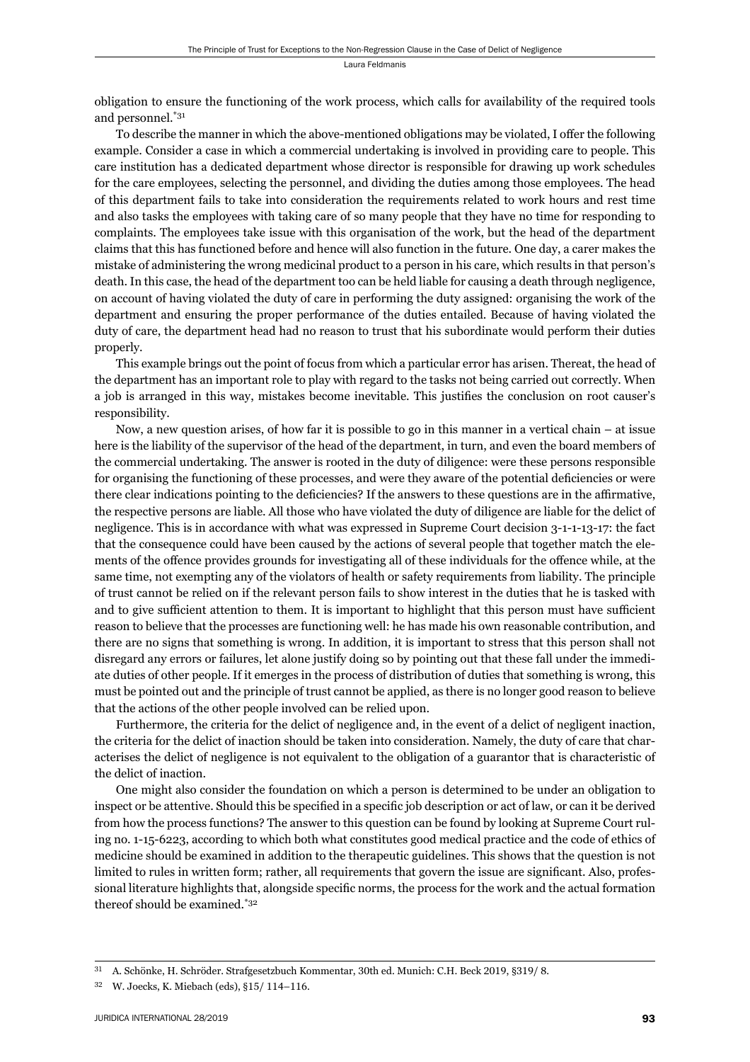obligation to ensure the functioning of the work process, which calls for availability of the required tools and personnel.[*31]

To describe the manner in which the above-mentioned obligations may be violated, I offer the following example. Consider a case in which a commercial undertaking is involved in providing care to people. This care institution has a dedicated department whose director is responsible for drawing up work schedules for the care employees, selecting the personnel, and dividing the duties among those employees. The head of this department fails to take into consideration the requirements related to work hours and rest time and also tasks the employees with taking care of so many people that they have no time for responding to complaints. The employees take issue with this organisation of the work, but the head of the department claims that this has functioned before and hence will also function in the future. One day, a carer makes the mistake of administering the wrong medicinal product to a person in his care, which results in that person's death. In this case, the head of the department too can be held liable for causing a death through negligence, on account of having violated the duty of care in performing the duty assigned: organising the work of the department and ensuring the proper performance of the duties entailed. Because of having violated the duty of care, the department head had no reason to trust that his subordinate would perform their duties properly.

This example brings out the point of focus from which a particular error has arisen. Thereat, the head of the department has an important role to play with regard to the tasks not being carried out correctly. When a job is arranged in this way, mistakes become inevitable. This justifies the conclusion on root causer's responsibility.

Now, a new question arises, of how far it is possible to go in this manner in a vertical chain – at issue here is the liability of the supervisor of the head of the department, in turn, and even the board members of the commercial undertaking. The answer is rooted in the duty of diligence: were these persons responsible for organising the functioning of these processes, and were they aware of the potential deficiencies or were there clear indications pointing to the deficiencies? If the answers to these questions are in the affirmative, the respective persons are liable. All those who have violated the duty of diligence are liable for the delict of negligence. This is in accordance with what was expressed in Supreme Court decision 3-1-1-13-17: the fact that the consequence could have been caused by the actions of several people that together match the elements of the offence provides grounds for investigating all of these individuals for the offence while, at the same time, not exempting any of the violators of health or safety requirements from liability. The principle of trust cannot be relied on if the relevant person fails to show interest in the duties that he is tasked with and to give sufficient attention to them. It is important to highlight that this person must have sufficient reason to believe that the processes are functioning well: he has made his own reasonable contribution, and there are no signs that something is wrong. In addition, it is important to stress that this person shall not disregard any errors or failures, let alone justify doing so by pointing out that these fall under the immediate duties of other people. If it emerges in the process of distribution of duties that something is wrong, this must be pointed out and the principle of trust cannot be applied, as there is no longer good reason to believe that the actions of the other people involved can be relied upon.

Furthermore, the criteria for the delict of negligence and, in the event of a delict of negligent inaction, the criteria for the delict of inaction should be taken into consideration. Namely, the duty of care that characterises the delict of negligence is not equivalent to the obligation of a guarantor that is characteristic of the delict of inaction.

One might also consider the foundation on which a person is determined to be under an obligation to inspect or be attentive. Should this be specified in a specific job description or act of law, or can it be derived from how the process functions? The answer to this question can be found by looking at Supreme Court ruling no. 1-15-6223, according to which both what constitutes good medical practice and the code of ethics of medicine should be examined in addition to the therapeutic guidelines. This shows that the question is not limited to rules in written form; rather, all requirements that govern the issue are significant. Also, professional literature highlights that, alongside specific norms, the process for the work and the actual formation thereof should be examined.[*32]

---

[31] A. Schönke, H. Schröder. Strafgesetzbuch Kommentar, 30th ed. Munich: C.H. Beck 2019, §319/ 8.

[32] W. Joecks, K. Miebach (eds), §15/ 114–116.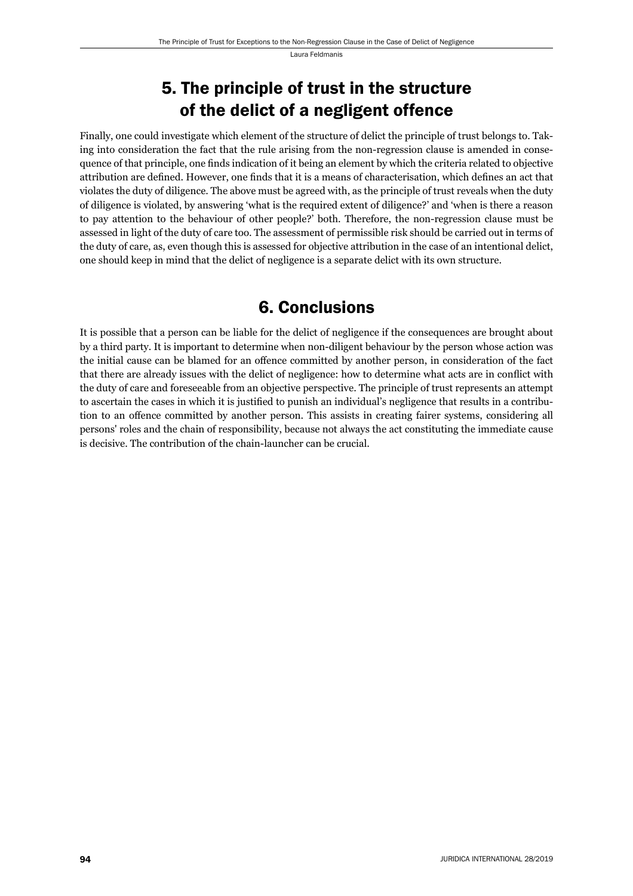## 5. The principle of trust in the structure of the delict of a negligent offence

Finally, one could investigate which element of the structure of delict the principle of trust belongs to. Taking into consideration the fact that the rule arising from the non-regression clause is amended in consequence of that principle, one finds indication of it being an element by which the criteria related to objective attribution are defined. However, one finds that it is a means of characterisation, which defines an act that violates the duty of diligence. The above must be agreed with, as the principle of trust reveals when the duty of diligence is violated, by answering 'what is the required extent of diligence?' and 'when is there a reason to pay attention to the behaviour of other people?' both. Therefore, the non-regression clause must be assessed in light of the duty of care too. The assessment of permissible risk should be carried out in terms of the duty of care, as, even though this is assessed for objective attribution in the case of an intentional delict, one should keep in mind that the delict of negligence is a separate delict with its own structure.

## 6. Conclusions

It is possible that a person can be liable for the delict of negligence if the consequences are brought about by a third party. It is important to determine when non-diligent behaviour by the person whose action was the initial cause can be blamed for an offence committed by another person, in consideration of the fact that there are already issues with the delict of negligence: how to determine what acts are in conflict with the duty of care and foreseeable from an objective perspective. The principle of trust represents an attempt to ascertain the cases in which it is justified to punish an individual's negligence that results in a contribution to an offence committed by another person. This assists in creating fairer systems, considering all persons' roles and the chain of responsibility, because not always the act constituting the immediate cause is decisive. The contribution of the chain-launcher can be crucial.